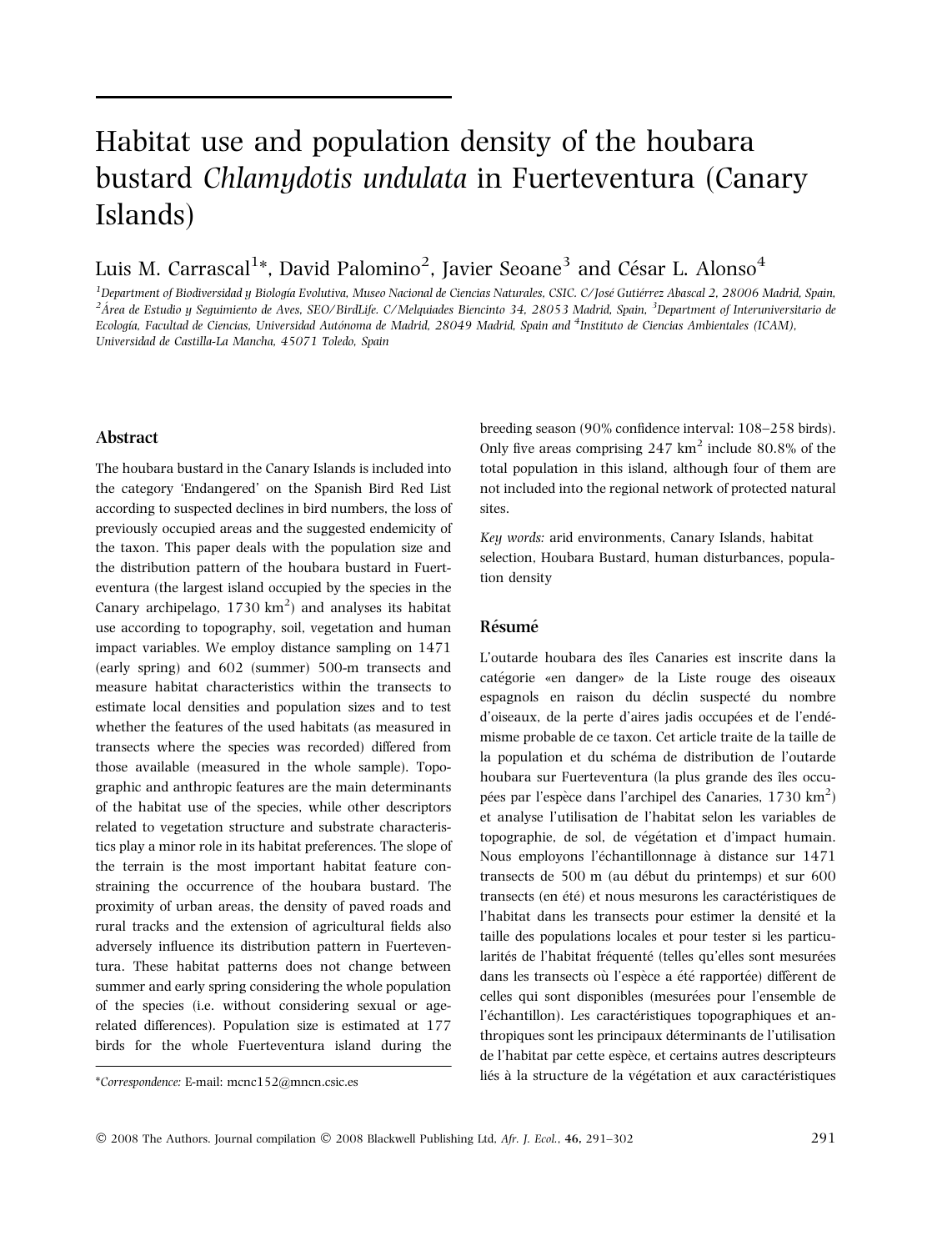# Habitat use and population density of the houbara bustard *Chlamydotis undulata* in Fuerteventura (Canary Islands)

Luis M. Carrascal[1]*, David Palomino[2], Javier Seoane[3] and César L. Alonso[4]

[1]Department of Biodiversidad y Biología Evolutiva, Museo Nacional de Ciencias Naturales, CSIC. C/José Gutiérrez Abascal 2, 28006 Madrid, Spain, [2]Área de Estudio y Seguimiento de Aves, SEO/BirdLife. C/Melquiades Biencinto 34, 28053 Madrid, Spain, [3]Department of Interuniversitario de Ecología, Facultad de Ciencias, Universidad Autónoma de Madrid, 28049 Madrid, Spain and [4]Instituto de Ciencias Ambientales (ICAM), Universidad de Castilla-La Mancha, 45071 Toledo, Spain

## Abstract

The houbara bustard in the Canary Islands is included into the category 'Endangered' on the Spanish Bird Red List according to suspected declines in bird numbers, the loss of previously occupied areas and the suggested endemicity of the taxon. This paper deals with the population size and the distribution pattern of the houbara bustard in Fuerteventura (the largest island occupied by the species in the Canary archipelago, 1730 km$^2$) and analyses its habitat use according to topography, soil, vegetation and human impact variables. We employ distance sampling on 1471 (early spring) and 602 (summer) 500-m transects and measure habitat characteristics within the transects to estimate local densities and population sizes and to test whether the features of the used habitats (as measured in transects where the species was recorded) differed from those available (measured in the whole sample). Topographic and anthropic features are the main determinants of the habitat use of the species, while other descriptors related to vegetation structure and substrate characteristics play a minor role in its habitat preferences. The slope of the terrain is the most important habitat feature constraining the occurrence of the houbara bustard. The proximity of urban areas, the density of paved roads and rural tracks and the extension of agricultural fields also adversely influence its distribution pattern in Fuerteventura. These habitat patterns does not change between summer and early spring considering the whole population of the species (i.e. without considering sexual or age-related differences). Population size is estimated at 177 birds for the whole Fuerteventura island during the breeding season (90% confidence interval: 108–258 birds). Only five areas comprising 247 km$^2$ include 80.8% of the total population in this island, although four of them are not included into the regional network of protected natural sites.

*Key words:* arid environments, Canary Islands, habitat selection, Houbara Bustard, human disturbances, population density

## Résumé

L'outarde houbara des îles Canaries est inscrite dans la catégorie «en danger» de la Liste rouge des oiseaux espagnols en raison du déclin suspecté du nombre d'oiseaux, de la perte d'aires jadis occupées et de l'endémisme probable de ce taxon. Cet article traite de la taille de la population et du schéma de distribution de l'outarde houbara sur Fuerteventura (la plus grande des îles occupées par l'espèce dans l'archipel des Canaries, 1730 km$^2$) et analyse l'utilisation de l'habitat selon les variables de topographie, de sol, de végétation et d'impact humain. Nous employons l'échantillonnage à distance sur 1471 transects de 500 m (au début du printemps) et sur 600 transects (en été) et nous mesurons les caractéristiques de l'habitat dans les transects pour estimer la densité et la taille des populations locales et pour tester si les particularités de l'habitat fréquenté (telles qu'elles sont mesurées dans les transects où l'espèce a été rapportée) diffèrent de celles qui sont disponibles (mesurées pour l'ensemble de l'échantillon). Les caractéristiques topographiques et anthropiques sont les principaux déterminants de l'utilisation de l'habitat par cette espèce, et certains autres descripteurs liés à la structure de la végétation et aux caractéristiques

*Correspondence: E-mail: mcnc152@mncn.csic.es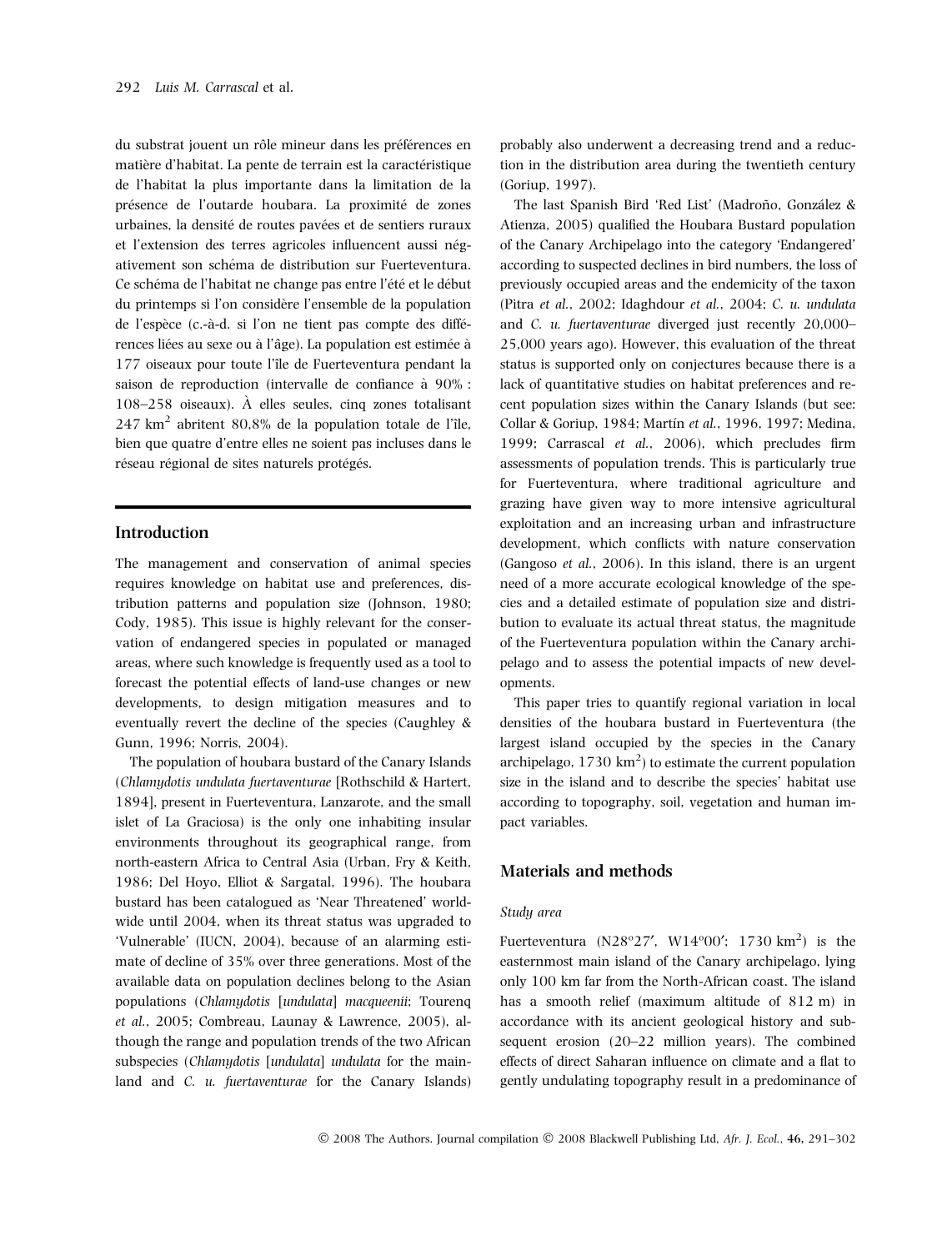du substrat jouent un rôle mineur dans les préférences en matière d'habitat. La pente de terrain est la caractéristique de l'habitat la plus importante dans la limitation de la présence de l'outarde houbara. La proximité de zones urbaines, la densité de routes pavées et de sentiers ruraux et l'extension des terres agricoles influencent aussi négativement son schéma de distribution sur Fuerteventura. Ce schéma de l'habitat ne change pas entre l'été et le début du printemps si l'on considère l'ensemble de la population de l'espèce (c.-à-d. si l'on ne tient pas compte des différences liées au sexe ou à l'âge). La population est estimée à 177 oiseaux pour toute l'île de Fuerteventura pendant la saison de reproduction (intervalle de confiance à 90% : 108–258 oiseaux). À elles seules, cinq zones totalisant 247 $km^2$ abritent 80,8% de la population totale de l'île, bien que quatre d'entre elles ne soient pas incluses dans le réseau régional de sites naturels protégés.

## Introduction

The management and conservation of animal species requires knowledge on habitat use and preferences, distribution patterns and population size (Johnson, 1980; Cody, 1985). This issue is highly relevant for the conservation of endangered species in populated or managed areas, where such knowledge is frequently used as a tool to forecast the potential effects of land-use changes or new developments, to design mitigation measures and to eventually revert the decline of the species (Caughley & Gunn, 1996; Norris, 2004).

The population of houbara bustard of the Canary Islands (*Chlamydotis undulata fuertaventurae* [Rothschild & Hartert, 1894], present in Fuerteventura, Lanzarote, and the small islet of La Graciosa) is the only one inhabiting insular environments throughout its geographical range, from north-eastern Africa to Central Asia (Urban, Fry & Keith, 1986; Del Hoyo, Elliot & Sargatal, 1996). The houbara bustard has been catalogued as 'Near Threatened' worldwide until 2004, when its threat status was upgraded to 'Vulnerable' (IUCN, 2004), because of an alarming estimate of decline of 35% over three generations. Most of the available data on population declines belong to the Asian populations (*Chlamydotis* [*undulata*] *macqueenii*; Tourenq *et al.*, 2005; Combreau, Launay & Lawrence, 2005), although the range and population trends of the two African subspecies (*Chlamydotis* [*undulata*] *undulata* for the mainland and *C. u. fuertaventurae* for the Canary Islands) probably also underwent a decreasing trend and a reduction in the distribution area during the twentieth century (Goriup, 1997).

The last Spanish Bird 'Red List' (Madroño, González & Atienza, 2005) qualified the Houbara Bustard population of the Canary Archipelago into the category 'Endangered' according to suspected declines in bird numbers, the loss of previously occupied areas and the endemicity of the taxon (Pitra *et al.*, 2002; Idaghdour *et al.*, 2004; *C. u. undulata* and *C. u. fuertaventurae* diverged just recently 20,000–25,000 years ago). However, this evaluation of the threat status is supported only on conjectures because there is a lack of quantitative studies on habitat preferences and recent population sizes within the Canary Islands (but see: Collar & Goriup, 1984; Martín *et al.*, 1996, 1997; Medina, 1999; Carrascal *et al.*, 2006), which precludes firm assessments of population trends. This is particularly true for Fuerteventura, where traditional agriculture and grazing have given way to more intensive agricultural exploitation and an increasing urban and infrastructure development, which conflicts with nature conservation (Gangoso *et al.*, 2006). In this island, there is an urgent need of a more accurate ecological knowledge of the species and a detailed estimate of population size and distribution to evaluate its actual threat status, the magnitude of the Fuerteventura population within the Canary archipelago and to assess the potential impacts of new developments.

This paper tries to quantify regional variation in local densities of the houbara bustard in Fuerteventura (the largest island occupied by the species in the Canary archipelago, 1730 $km^2$) to estimate the current population size in the island and to describe the species' habitat use according to topography, soil, vegetation and human impact variables.

## Materials and methods

### Study area

Fuerteventura (N28°27′, W14°00′; 1730 $km^2$) is the easternmost main island of the Canary archipelago, lying only 100 km far from the North-African coast. The island has a smooth relief (maximum altitude of 812 m) in accordance with its ancient geological history and subsequent erosion (20–22 million years). The combined effects of direct Saharan influence on climate and a flat to gently undulating topography result in a predominance of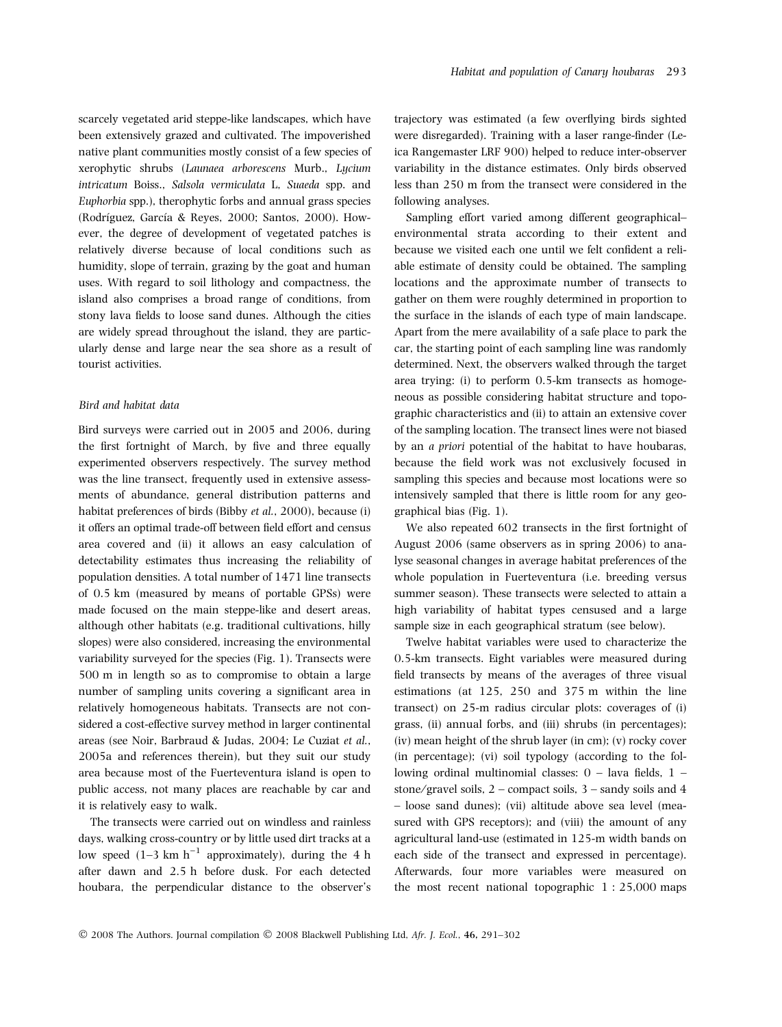scarcely vegetated arid steppe-like landscapes, which have been extensively grazed and cultivated. The impoverished native plant communities mostly consist of a few species of xerophytic shrubs (*Launaea arborescens* Murb., *Lycium intricatum* Boiss., *Salsola vermiculata* L, *Suaeda* spp. and *Euphorbia* spp.), therophytic forbs and annual grass species (Rodríguez, García & Reyes, 2000; Santos, 2000). However, the degree of development of vegetated patches is relatively diverse because of local conditions such as humidity, slope of terrain, grazing by the goat and human uses. With regard to soil lithology and compactness, the island also comprises a broad range of conditions, from stony lava fields to loose sand dunes. Although the cities are widely spread throughout the island, they are particularly dense and large near the sea shore as a result of tourist activities.

### *Bird and habitat data*

Bird surveys were carried out in 2005 and 2006, during the first fortnight of March, by five and three equally experimented observers respectively. The survey method was the line transect, frequently used in extensive assessments of abundance, general distribution patterns and habitat preferences of birds (Bibby *et al.*, 2000), because (i) it offers an optimal trade-off between field effort and census area covered and (ii) it allows an easy calculation of detectability estimates thus increasing the reliability of population densities. A total number of 1471 line transects of 0.5 km (measured by means of portable GPSs) were made focused on the main steppe-like and desert areas, although other habitats (e.g. traditional cultivations, hilly slopes) were also considered, increasing the environmental variability surveyed for the species (Fig. 1). Transects were 500 m in length so as to compromise to obtain a large number of sampling units covering a significant area in relatively homogeneous habitats. Transects are not considered a cost-effective survey method in larger continental areas (see Noir, Barbraud & Judas, 2004; Le Cuziat *et al.*, 2005a and references therein), but they suit our study area because most of the Fuerteventura island is open to public access, not many places are reachable by car and it is relatively easy to walk.

The transects were carried out on windless and rainless days, walking cross-country or by little used dirt tracks at a low speed (1–3 km $h^{-1}$ approximately), during the 4 h after dawn and 2.5 h before dusk. For each detected houbara, the perpendicular distance to the observer's trajectory was estimated (a few overflying birds sighted were disregarded). Training with a laser range-finder (Leica Rangemaster LRF 900) helped to reduce inter-observer variability in the distance estimates. Only birds observed less than 250 m from the transect were considered in the following analyses.

Sampling effort varied among different geographical–environmental strata according to their extent and because we visited each one until we felt confident a reliable estimate of density could be obtained. The sampling locations and the approximate number of transects to gather on them were roughly determined in proportion to the surface in the islands of each type of main landscape. Apart from the mere availability of a safe place to park the car, the starting point of each sampling line was randomly determined. Next, the observers walked through the target area trying: (i) to perform 0.5-km transects as homogeneous as possible considering habitat structure and topographic characteristics and (ii) to attain an extensive cover of the sampling location. The transect lines were not biased by an *a priori* potential of the habitat to have houbaras, because the field work was not exclusively focused in sampling this species and because most locations were so intensively sampled that there is little room for any geographical bias (Fig. 1).

We also repeated 602 transects in the first fortnight of August 2006 (same observers as in spring 2006) to analyse seasonal changes in average habitat preferences of the whole population in Fuerteventura (i.e. breeding versus summer season). These transects were selected to attain a high variability of habitat types censused and a large sample size in each geographical stratum (see below).

Twelve habitat variables were used to characterize the 0.5-km transects. Eight variables were measured during field transects by means of the averages of three visual estimations (at 125, 250 and 375 m within the line transect) on 25-m radius circular plots: coverages of (i) grass, (ii) annual forbs, and (iii) shrubs (in percentages); (iv) mean height of the shrub layer (in cm); (v) rocky cover (in percentage); (vi) soil typology (according to the following ordinal multinomial classes: 0 – lava fields, 1 – stone/gravel soils, 2 – compact soils, 3 – sandy soils and 4 – loose sand dunes); (vii) altitude above sea level (measured with GPS receptors); and (viii) the amount of any agricultural land-use (estimated in 125-m width bands on each side of the transect and expressed in percentage). Afterwards, four more variables were measured on the most recent national topographic 1 : 25,000 maps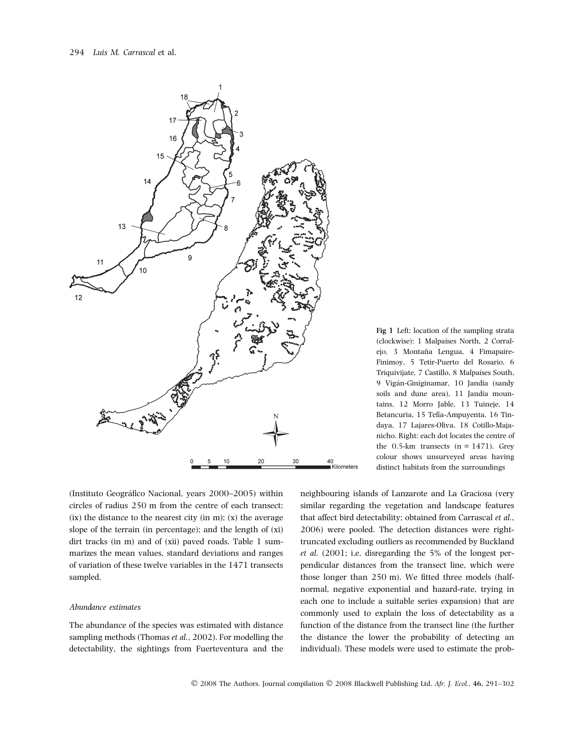**Fig 1** Left: location of the sampling strata (clockwise): 1 Malpaíses North, 2 Corralejo, 3 Montaña Lengua, 4 Fimapaire-Finimoy, 5 Tetir-Puerto del Rosario, 6 Triquivijate, 7 Castillo, 8 Malpaíses South, 9 Vigán-Giniginamar, 10 Jandía (sandy soils and dune area), 11 Jandía mountains, 12 Morro Jable, 13 Tuineje, 14 Betancuria, 15 Tefía-Ampuyenta, 16 Tindaya, 17 Lajares-Oliva, 18 Cotillo-Majanicho. Right: each dot locates the centre of the 0.5-km transects (n = 1471). Grey colour shows unsurveyed areas having distinct habitats from the surroundings

(Instituto Geográfico Nacional, years 2000–2005) within circles of radius 250 m from the centre of each transect: (ix) the distance to the nearest city (in m); (x) the average slope of the terrain (in percentage); and the length of (xi) dirt tracks (in m) and of (xii) paved roads. Table 1 summarizes the mean values, standard deviations and ranges of variation of these twelve variables in the 1471 transects sampled.

### *Abundance estimates*

The abundance of the species was estimated with distance sampling methods (Thomas *et al.*, 2002). For modelling the detectability, the sightings from Fuerteventura and the neighbouring islands of Lanzarote and La Graciosa (very similar regarding the vegetation and landscape features that affect bird detectability; obtained from Carrascal *et al.*, 2006) were pooled. The detection distances were right-truncated excluding outliers as recommended by Buckland *et al.* (2001; i.e. disregarding the 5% of the longest perpendicular distances from the transect line, which were those longer than 250 m). We fitted three models (half-normal, negative exponential and hazard-rate, trying in each one to include a suitable series expansion) that are commonly used to explain the loss of detectability as a function of the distance from the transect line (the further the distance the lower the probability of detecting an individual). These models were used to estimate the prob-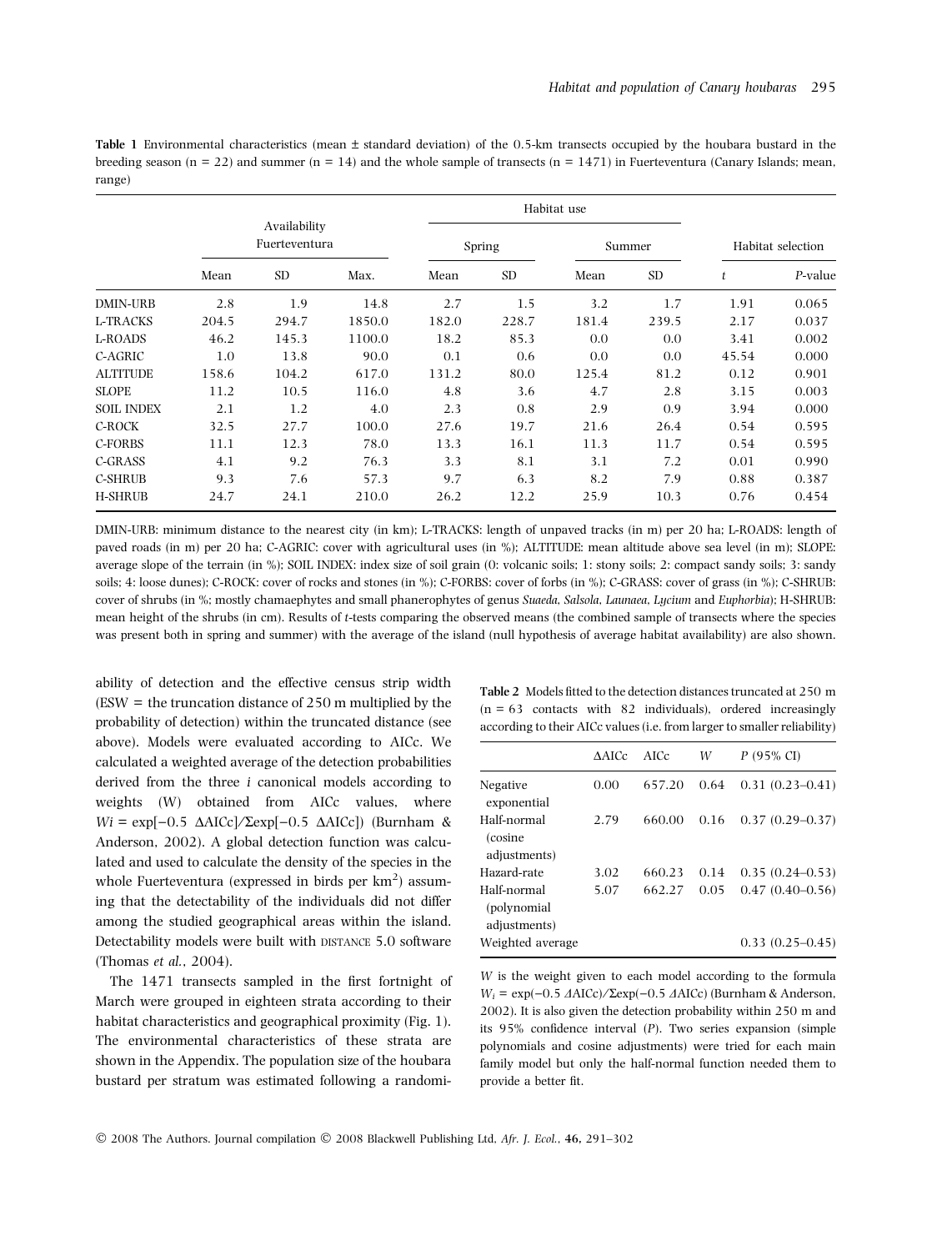**Table 1** Environmental characteristics (mean ± standard deviation) of the 0.5-km transects occupied by the houbara bustard in the breeding season (n = 22) and summer (n = 14) and the whole sample of transects (n = 1471) in Fuerteventura (Canary Islands; mean, range)

| | Availability Fuerteventura | | | Habitat use | | | | Habitat selection | |
|---|---|---|---|---|---|---|---|---|---|
| | | | | Spring | | Summer | | | |
| | Mean | SD | Max. | Mean | SD | Mean | SD | *t* | *P*-value |
| DMIN-URB | 2.8 | 1.9 | 14.8 | 2.7 | 1.5 | 3.2 | 1.7 | 1.91 | 0.065 |
| L-TRACKS | 204.5 | 294.7 | 1850.0 | 182.0 | 228.7 | 181.4 | 239.5 | 2.17 | 0.037 |
| L-ROADS | 46.2 | 145.3 | 1100.0 | 18.2 | 85.3 | 0.0 | 0.0 | 3.41 | 0.002 |
| C-AGRIC | 1.0 | 13.8 | 90.0 | 0.1 | 0.6 | 0.0 | 0.0 | 45.54 | 0.000 |
| ALTITUDE | 158.6 | 104.2 | 617.0 | 131.2 | 80.0 | 125.4 | 81.2 | 0.12 | 0.901 |
| SLOPE | 11.2 | 10.5 | 116.0 | 4.8 | 3.6 | 4.7 | 2.8 | 3.15 | 0.003 |
| SOIL INDEX | 2.1 | 1.2 | 4.0 | 2.3 | 0.8 | 2.9 | 0.9 | 3.94 | 0.000 |
| C-ROCK | 32.5 | 27.7 | 100.0 | 27.6 | 19.7 | 21.6 | 26.4 | 0.54 | 0.595 |
| C-FORBS | 11.1 | 12.3 | 78.0 | 13.3 | 16.1 | 11.3 | 11.7 | 0.54 | 0.595 |
| C-GRASS | 4.1 | 9.2 | 76.3 | 3.3 | 8.1 | 3.1 | 7.2 | 0.01 | 0.990 |
| C-SHRUB | 9.3 | 7.6 | 57.3 | 9.7 | 6.3 | 8.2 | 7.9 | 0.88 | 0.387 |
| H-SHRUB | 24.7 | 24.1 | 210.0 | 26.2 | 12.2 | 25.9 | 10.3 | 0.76 | 0.454 |

DMIN-URB: minimum distance to the nearest city (in km); L-TRACKS: length of unpaved tracks (in m) per 20 ha; L-ROADS: length of paved roads (in m) per 20 ha; C-AGRIC: cover with agricultural uses (in %); ALTITUDE: mean altitude above sea level (in m); SLOPE: average slope of the terrain (in %); SOIL INDEX: index size of soil grain (0: volcanic soils; 1: stony soils; 2: compact sandy soils; 3: sandy soils; 4: loose dunes); C-ROCK: cover of rocks and stones (in %); C-FORBS: cover of forbs (in %); C-GRASS: cover of grass (in %); C-SHRUB: cover of shrubs (in %; mostly chamaephytes and small phanerophytes of genus *Suaeda*, *Salsola*, *Launaea*, *Lycium* and *Euphorbia*); H-SHRUB: mean height of the shrubs (in cm). Results of *t*-tests comparing the observed means (the combined sample of transects where the species was present both in spring and summer) with the average of the island (null hypothesis of average habitat availability) are also shown.

ability of detection and the effective census strip width (ESW = the truncation distance of 250 m multiplied by the probability of detection) within the truncated distance (see above). Models were evaluated according to AICc. We calculated a weighted average of the detection probabilities derived from the three *i* canonical models according to weights (W) obtained from AICc values, where $W_i = \exp[-0.5\ \Delta\text{AICc}]/\Sigma\exp[-0.5\ \Delta\text{AICc}]$) (Burnham & Anderson, 2002). A global detection function was calculated and used to calculate the density of the species in the whole Fuerteventura (expressed in birds per km$^2$) assuming that the detectability of the individuals did not differ among the studied geographical areas within the island. Detectability models were built with DISTANCE 5.0 software (Thomas *et al.*, 2004).

The 1471 transects sampled in the first fortnight of March were grouped in eighteen strata according to their habitat characteristics and geographical proximity (Fig. 1). The environmental characteristics of these strata are shown in the Appendix. The population size of the houbara bustard per stratum was estimated following a randomi-

**Table 2** Models fitted to the detection distances truncated at 250 m (n = 63 contacts with 82 individuals), ordered increasingly according to their AICc values (i.e. from larger to smaller reliability)

| | ΔAICc | AICc | *W* | *P* (95% CI) |
|---|---|---|---|---|
| Negative exponential | 0.00 | 657.20 | 0.64 | 0.31 (0.23–0.41) |
| Half-normal (cosine adjustments) | 2.79 | 660.00 | 0.16 | 0.37 (0.29–0.37) |
| Hazard-rate | 3.02 | 660.23 | 0.14 | 0.35 (0.24–0.53) |
| Half-normal (polynomial adjustments) | 5.07 | 662.27 | 0.05 | 0.47 (0.40–0.56) |
| Weighted average | | | | 0.33 (0.25–0.45) |

*W* is the weight given to each model according to the formula $W_i = \exp(-0.5\ \Delta\text{AICc})/\Sigma\exp(-0.5\ \Delta\text{AICc})$ (Burnham & Anderson, 2002). It is also given the detection probability within 250 m and its 95% confidence interval (*P*). Two series expansion (simple polynomials and cosine adjustments) were tried for each main family model but only the half-normal function needed them to provide a better fit.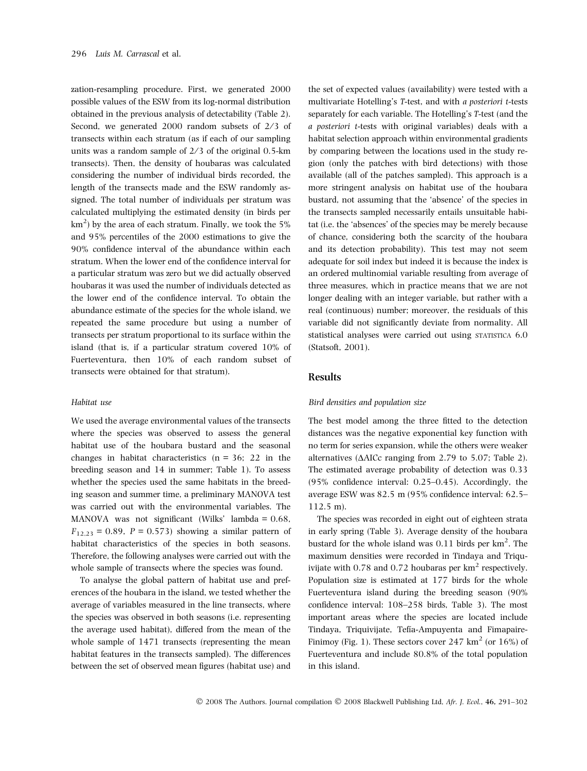zation-resampling procedure. First, we generated 2000 possible values of the ESW from its log-normal distribution obtained in the previous analysis of detectability (Table 2). Second, we generated 2000 random subsets of 2/3 of transects within each stratum (as if each of our sampling units was a random sample of 2/3 of the original 0.5-km transects). Then, the density of houbaras was calculated considering the number of individual birds recorded, the length of the transects made and the ESW randomly assigned. The total number of individuals per stratum was calculated multiplying the estimated density (in birds per $km^2$) by the area of each stratum. Finally, we took the 5% and 95% percentiles of the 2000 estimations to give the 90% confidence interval of the abundance within each stratum. When the lower end of the confidence interval for a particular stratum was zero but we did actually observed houbaras it was used the number of individuals detected as the lower end of the confidence interval. To obtain the abundance estimate of the species for the whole island, we repeated the same procedure but using a number of transects per stratum proportional to its surface within the island (that is, if a particular stratum covered 10% of Fuerteventura, then 10% of each random subset of transects were obtained for that stratum).

### *Habitat use*

We used the average environmental values of the transects where the species was observed to assess the general habitat use of the houbara bustard and the seasonal changes in habitat characteristics (n = 36; 22 in the breeding season and 14 in summer; Table 1). To assess whether the species used the same habitats in the breeding season and summer time, a preliminary MANOVA test was carried out with the environmental variables. The MANOVA was not significant (Wilks' lambda = 0.68, $F_{12,23} = 0.89$, $P = 0.573$) showing a similar pattern of habitat characteristics of the species in both seasons. Therefore, the following analyses were carried out with the whole sample of transects where the species was found.

To analyse the global pattern of habitat use and preferences of the houbara in the island, we tested whether the average of variables measured in the line transects, where the species was observed in both seasons (i.e. representing the average used habitat), differed from the mean of the whole sample of 1471 transects (representing the mean habitat features in the transects sampled). The differences between the set of observed mean figures (habitat use) and the set of expected values (availability) were tested with a multivariate Hotelling's *T*-test, and with *a posteriori t*-tests separately for each variable. The Hotelling's *T*-test (and the *a posteriori t*-tests with original variables) deals with a habitat selection approach within environmental gradients by comparing between the locations used in the study region (only the patches with bird detections) with those available (all of the patches sampled). This approach is a more stringent analysis on habitat use of the houbara bustard, not assuming that the 'absence' of the species in the transects sampled necessarily entails unsuitable habitat (i.e. the 'absences' of the species may be merely because of chance, considering both the scarcity of the houbara and its detection probability). This test may not seem adequate for soil index but indeed it is because the index is an ordered multinomial variable resulting from average of three measures, which in practice means that we are not longer dealing with an integer variable, but rather with a real (continuous) number; moreover, the residuals of this variable did not significantly deviate from normality. All statistical analyses were carried out using STATISTICA 6.0 (Statsoft, 2001).

## Results

### *Bird densities and population size*

The best model among the three fitted to the detection distances was the negative exponential key function with no term for series expansion, while the others were weaker alternatives (ΔAICc ranging from 2.79 to 5.07; Table 2). The estimated average probability of detection was 0.33 (95% confidence interval: 0.25–0.45). Accordingly, the average ESW was 82.5 m (95% confidence interval: 62.5–112.5 m).

The species was recorded in eight out of eighteen strata in early spring (Table 3). Average density of the houbara bustard for the whole island was 0.11 birds per $km^2$. The maximum densities were recorded in Tindaya and Triquivijate with 0.78 and 0.72 houbaras per $km^2$ respectively. Population size is estimated at 177 birds for the whole Fuerteventura island during the breeding season (90% confidence interval: 108–258 birds, Table 3). The most important areas where the species are located include Tindaya, Triquivijate, Tefía-Ampuyenta and Fimapaire-Finimoy (Fig. 1). These sectors cover 247 $km^2$ (or 16%) of Fuerteventura and include 80.8% of the total population in this island.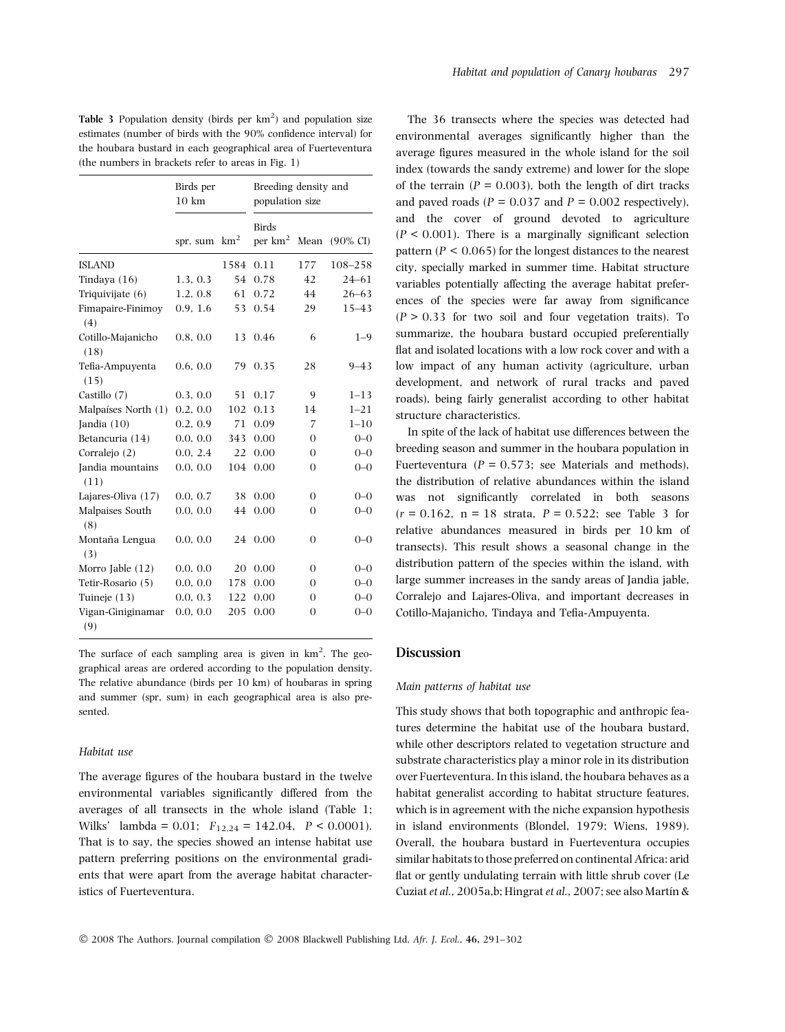**Table 3** Population density (birds per $km^2$) and population size estimates (number of birds with the 90% confidence interval) for the houbara bustard in each geographical area of Fuerteventura (the numbers in brackets refer to areas in Fig. 1)

| | Birds per 10 km | | Breeding density and population size | | |
|---|---|---|---|---|---|
| | spr, sum | $km^2$ | Birds per $km^2$ | Mean | (90% CI) |
| ISLAND | | 1584 | 0.11 | 177 | 108–258 |
| Tindaya (16) | 1.3, 0.3 | 54 | 0.78 | 42 | 24–61 |
| Triquivijate (6) | 1.2, 0.8 | 61 | 0.72 | 44 | 26–63 |
| Fimapaire-Finimoy (4) | 0.9, 1.6 | 53 | 0.54 | 29 | 15–43 |
| Cotillo-Majanicho (18) | 0.8, 0.0 | 13 | 0.46 | 6 | 1–9 |
| Tefia-Ampuyenta (15) | 0.6, 0.0 | 79 | 0.35 | 28 | 9–43 |
| Castillo (7) | 0.3, 0.0 | 51 | 0.17 | 9 | 1–13 |
| Malpaíses North (1) | 0.2, 0.0 | 102 | 0.13 | 14 | 1–21 |
| Jandia (10) | 0.2, 0.9 | 71 | 0.09 | 7 | 1–10 |
| Betancuria (14) | 0.0, 0.0 | 343 | 0.00 | 0 | 0–0 |
| Corralejo (2) | 0.0, 2.4 | 22 | 0.00 | 0 | 0–0 |
| Jandia mountains (11) | 0.0, 0.0 | 104 | 0.00 | 0 | 0–0 |
| Lajares-Oliva (17) | 0.0, 0.7 | 38 | 0.00 | 0 | 0–0 |
| Malpaises South (8) | 0.0, 0.0 | 44 | 0.00 | 0 | 0–0 |
| Montaña Lengua (3) | 0.0, 0.0 | 24 | 0.00 | 0 | 0–0 |
| Morro Jable (12) | 0.0, 0.0 | 20 | 0.00 | 0 | 0–0 |
| Tetir-Rosario (5) | 0.0, 0.0 | 178 | 0.00 | 0 | 0–0 |
| Tuineje (13) | 0.0, 0.3 | 122 | 0.00 | 0 | 0–0 |
| Vigan-Giniginamar (9) | 0.0, 0.0 | 205 | 0.00 | 0 | 0–0 |

The surface of each sampling area is given in $km^2$. The geographical areas are ordered according to the population density. The relative abundance (birds per 10 km) of houbaras in spring and summer (spr, sum) in each geographical area is also presented.

### *Habitat use*

The average figures of the houbara bustard in the twelve environmental variables significantly differed from the averages of all transects in the whole island (Table 1; Wilks' lambda = 0.01; $F_{12,24} = 142.04$, $P < 0.0001$). That is to say, the species showed an intense habitat use pattern preferring positions on the environmental gradients that were apart from the average habitat characteristics of Fuerteventura.

The 36 transects where the species was detected had environmental averages significantly higher than the average figures measured in the whole island for the soil index (towards the sandy extreme) and lower for the slope of the terrain ($P = 0.003$), both the length of dirt tracks and paved roads ($P = 0.037$ and $P = 0.002$ respectively), and the cover of ground devoted to agriculture ($P < 0.001$). There is a marginally significant selection pattern ($P < 0.065$) for the longest distances to the nearest city, specially marked in summer time. Habitat structure variables potentially affecting the average habitat preferences of the species were far away from significance ($P > 0.33$ for two soil and four vegetation traits). To summarize, the houbara bustard occupied preferentially flat and isolated locations with a low rock cover and with a low impact of any human activity (agriculture, urban development, and network of rural tracks and paved roads), being fairly generalist according to other habitat structure characteristics.

In spite of the lack of habitat use differences between the breeding season and summer in the houbara population in Fuerteventura ($P = 0.573$; see Materials and methods), the distribution of relative abundances within the island was not significantly correlated in both seasons ($r = 0.162$, $n = 18$ strata, $P = 0.522$; see Table 3 for relative abundances measured in birds per 10 km of transects). This result shows a seasonal change in the distribution pattern of the species within the island, with large summer increases in the sandy areas of Jandia jable, Corralejo and Lajares-Oliva, and important decreases in Cotillo-Majanicho, Tindaya and Tefia-Ampuyenta.

## Discussion

### *Main patterns of habitat use*

This study shows that both topographic and anthropic features determine the habitat use of the houbara bustard, while other descriptors related to vegetation structure and substrate characteristics play a minor role in its distribution over Fuerteventura. In this island, the houbara behaves as a habitat generalist according to habitat structure features, which is in agreement with the niche expansion hypothesis in island environments (Blondel, 1979; Wiens, 1989). Overall, the houbara bustard in Fuerteventura occupies similar habitats to those preferred on continental Africa: arid flat or gently undulating terrain with little shrub cover (Le Cuziat *et al.*, 2005a,b; Hingrat *et al.*, 2007; see also Martín &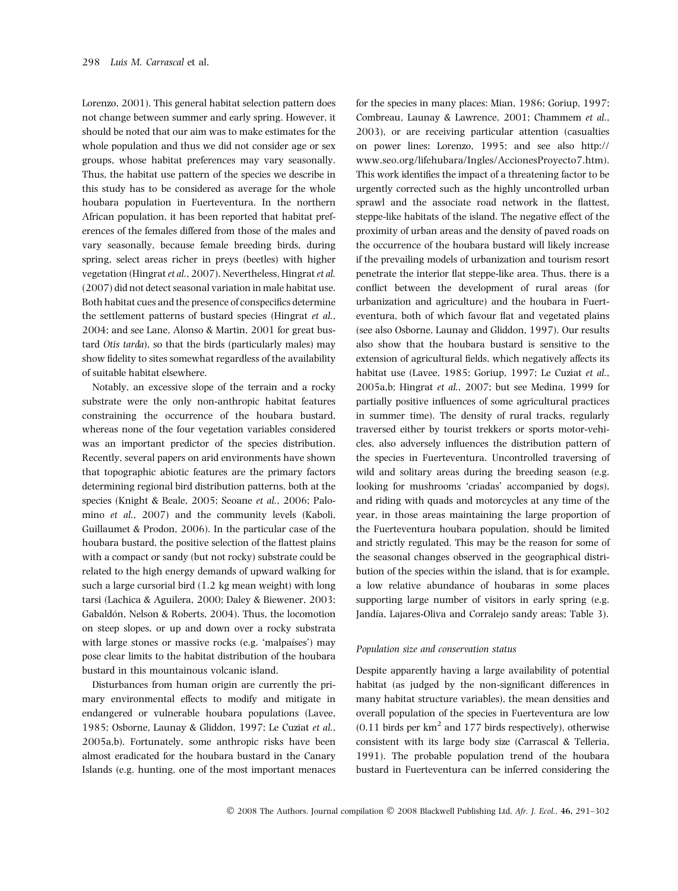Lorenzo, 2001). This general habitat selection pattern does not change between summer and early spring. However, it should be noted that our aim was to make estimates for the whole population and thus we did not consider age or sex groups, whose habitat preferences may vary seasonally. Thus, the habitat use pattern of the species we describe in this study has to be considered as average for the whole houbara population in Fuerteventura. In the northern African population, it has been reported that habitat preferences of the females differed from those of the males and vary seasonally, because female breeding birds, during spring, select areas richer in preys (beetles) with higher vegetation (Hingrat *et al.*, 2007). Nevertheless, Hingrat *et al.* (2007) did not detect seasonal variation in male habitat use. Both habitat cues and the presence of conspecifics determine the settlement patterns of bustard species (Hingrat *et al.*, 2004; and see Lane, Alonso & Martin, 2001 for great bustard *Otis tarda*), so that the birds (particularly males) may show fidelity to sites somewhat regardless of the availability of suitable habitat elsewhere.

Notably, an excessive slope of the terrain and a rocky substrate were the only non-anthropic habitat features constraining the occurrence of the houbara bustard, whereas none of the four vegetation variables considered was an important predictor of the species distribution. Recently, several papers on arid environments have shown that topographic abiotic features are the primary factors determining regional bird distribution patterns, both at the species (Knight & Beale, 2005; Seoane *et al.*, 2006; Palomino *et al.*, 2007) and the community levels (Kaboli, Guillaumet & Prodon, 2006). In the particular case of the houbara bustard, the positive selection of the flattest plains with a compact or sandy (but not rocky) substrate could be related to the high energy demands of upward walking for such a large cursorial bird (1.2 kg mean weight) with long tarsi (Lachica & Aguilera, 2000; Daley & Biewener, 2003; Gabaldón, Nelson & Roberts, 2004). Thus, the locomotion on steep slopes, or up and down over a rocky substrata with large stones or massive rocks (e.g. 'malpaíses') may pose clear limits to the habitat distribution of the houbara bustard in this mountainous volcanic island.

Disturbances from human origin are currently the primary environmental effects to modify and mitigate in endangered or vulnerable houbara populations (Lavee, 1985; Osborne, Launay & Gliddon, 1997; Le Cuziat *et al.*, 2005a,b). Fortunately, some anthropic risks have been almost eradicated for the houbara bustard in the Canary Islands (e.g. hunting, one of the most important menaces for the species in many places: Mian, 1986; Goriup, 1997; Combreau, Launay & Lawrence, 2001; Chammem *et al.*, 2003), or are receiving particular attention (casualties on power lines: Lorenzo, 1995; and see also http://www.seo.org/lifehubara/Ingles/AccionesProyecto7.htm). This work identifies the impact of a threatening factor to be urgently corrected such as the highly uncontrolled urban sprawl and the associate road network in the flattest, steppe-like habitats of the island. The negative effect of the proximity of urban areas and the density of paved roads on the occurrence of the houbara bustard will likely increase if the prevailing models of urbanization and tourism resort penetrate the interior flat steppe-like area. Thus, there is a conflict between the development of rural areas (for urbanization and agriculture) and the houbara in Fuerteventura, both of which favour flat and vegetated plains (see also Osborne, Launay and Gliddon, 1997). Our results also show that the houbara bustard is sensitive to the extension of agricultural fields, which negatively affects its habitat use (Lavee, 1985; Goriup, 1997; Le Cuziat *et al.*, 2005a,b; Hingrat *et al.*, 2007; but see Medina, 1999 for partially positive influences of some agricultural practices in summer time). The density of rural tracks, regularly traversed either by tourist trekkers or sports motor-vehicles, also adversely influences the distribution pattern of the species in Fuerteventura. Uncontrolled traversing of wild and solitary areas during the breeding season (e.g. looking for mushrooms 'criadas' accompanied by dogs), and riding with quads and motorcycles at any time of the year, in those areas maintaining the large proportion of the Fuerteventura houbara population, should be limited and strictly regulated. This may be the reason for some of the seasonal changes observed in the geographical distribution of the species within the island, that is for example, a low relative abundance of houbaras in some places supporting large number of visitors in early spring (e.g. Jandía, Lajares-Oliva and Corralejo sandy areas; Table 3).

### Population size and conservation status

Despite apparently having a large availability of potential habitat (as judged by the non-significant differences in many habitat structure variables), the mean densities and overall population of the species in Fuerteventura are low (0.11 birds per km$^2$ and 177 birds respectively), otherwise consistent with its large body size (Carrascal & Telleria, 1991). The probable population trend of the houbara bustard in Fuerteventura can be inferred considering the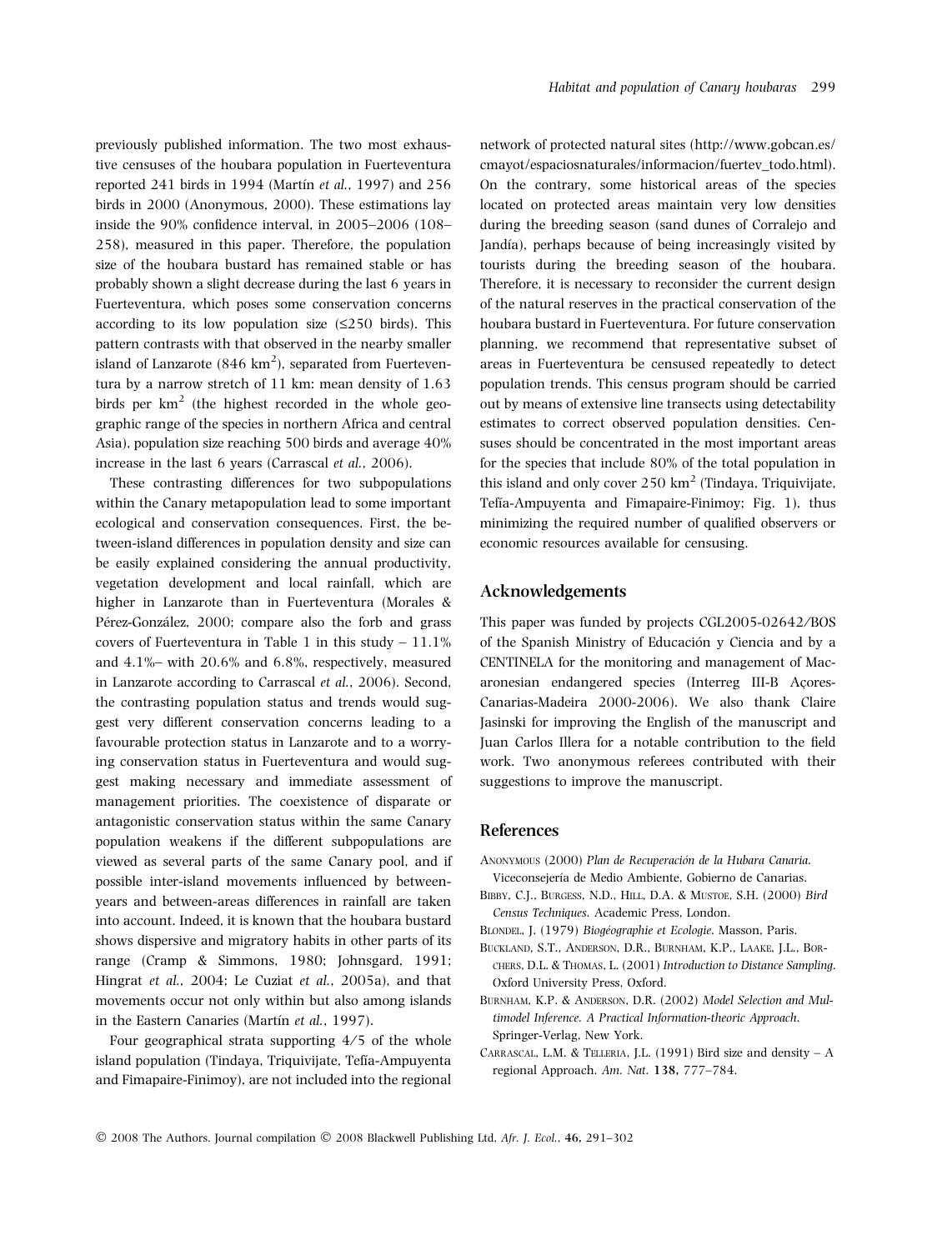previously published information. The two most exhaustive censuses of the houbara population in Fuerteventura reported 241 birds in 1994 (Martín *et al.*, 1997) and 256 birds in 2000 (Anonymous, 2000). These estimations lay inside the 90% confidence interval, in 2005–2006 (108–258), measured in this paper. Therefore, the population size of the houbara bustard has remained stable or has probably shown a slight decrease during the last 6 years in Fuerteventura, which poses some conservation concerns according to its low population size (≤250 birds). This pattern contrasts with that observed in the nearby smaller island of Lanzarote (846 $km^2$), separated from Fuerteventura by a narrow stretch of 11 km: mean density of 1.63 birds per $km^2$ (the highest recorded in the whole geographic range of the species in northern Africa and central Asia), population size reaching 500 birds and average 40% increase in the last 6 years (Carrascal *et al.*, 2006).

These contrasting differences for two subpopulations within the Canary metapopulation lead to some important ecological and conservation consequences. First, the between-island differences in population density and size can be easily explained considering the annual productivity, vegetation development and local rainfall, which are higher in Lanzarote than in Fuerteventura (Morales & Pérez-González, 2000; compare also the forb and grass covers of Fuerteventura in Table 1 in this study – 11.1% and 4.1%– with 20.6% and 6.8%, respectively, measured in Lanzarote according to Carrascal *et al.*, 2006). Second, the contrasting population status and trends would suggest very different conservation concerns leading to a favourable protection status in Lanzarote and to a worrying conservation status in Fuerteventura and would suggest making necessary and immediate assessment of management priorities. The coexistence of disparate or antagonistic conservation status within the same Canary population weakens if the different subpopulations are viewed as several parts of the same Canary pool, and if possible inter-island movements influenced by between-years and between-areas differences in rainfall are taken into account. Indeed, it is known that the houbara bustard shows dispersive and migratory habits in other parts of its range (Cramp & Simmons, 1980; Johnsgard, 1991; Hingrat *et al.*, 2004; Le Cuziat *et al.*, 2005a), and that movements occur not only within but also among islands in the Eastern Canaries (Martín *et al.*, 1997).

Four geographical strata supporting 4/5 of the whole island population (Tindaya, Triquivijate, Tefía-Ampuyenta and Fimapaire-Finimoy), are not included into the regional network of protected natural sites (http://www.gobcan.es/cmayot/espaciosnaturales/informacion/fuertev_todo.html). On the contrary, some historical areas of the species located on protected areas maintain very low densities during the breeding season (sand dunes of Corralejo and Jandía), perhaps because of being increasingly visited by tourists during the breeding season of the houbara. Therefore, it is necessary to reconsider the current design of the natural reserves in the practical conservation of the houbara bustard in Fuerteventura. For future conservation planning, we recommend that representative subset of areas in Fuerteventura be censused repeatedly to detect population trends. This census program should be carried out by means of extensive line transects using detectability estimates to correct observed population densities. Censuses should be concentrated in the most important areas for the species that include 80% of the total population in this island and only cover 250 $km^2$ (Tindaya, Triquivijate, Tefía-Ampuyenta and Fimapaire-Finimoy; Fig. 1), thus minimizing the required number of qualified observers or economic resources available for censusing.

## Acknowledgements

This paper was funded by projects CGL2005-02642/BOS of the Spanish Ministry of Educación y Ciencia and by a CENTINELA for the monitoring and management of Macaronesian endangered species (Interreg III-B Açores-Canarias-Madeira 2000-2006). We also thank Claire Jasinski for improving the English of the manuscript and Juan Carlos Illera for a notable contribution to the field work. Two anonymous referees contributed with their suggestions to improve the manuscript.

## References

Anonymous (2000) *Plan de Recuperación de la Hubara Canaria*. Viceconsejería de Medio Ambiente, Gobierno de Canarias.

Bibby, C.J., Burgess, N.D., Hill, D.A. & Mustoe, S.H. (2000) *Bird Census Techniques*. Academic Press, London.

Blondel, J. (1979) *Biogéographie et Ecologie*. Masson, Paris.

Buckland, S.T., Anderson, D.R., Burnham, K.P., Laake, J.L., Borchers, D.L. & Thomas, L. (2001) *Introduction to Distance Sampling*. Oxford University Press, Oxford.

Burnham, K.P. & Anderson, D.R. (2002) *Model Selection and Multimodel Inference. A Practical Information-theoric Approach*. Springer-Verlag, New York.

Carrascal, L.M. & Telleria, J.L. (1991) Bird size and density – A regional Approach. *Am. Nat.* **138,** 777–784.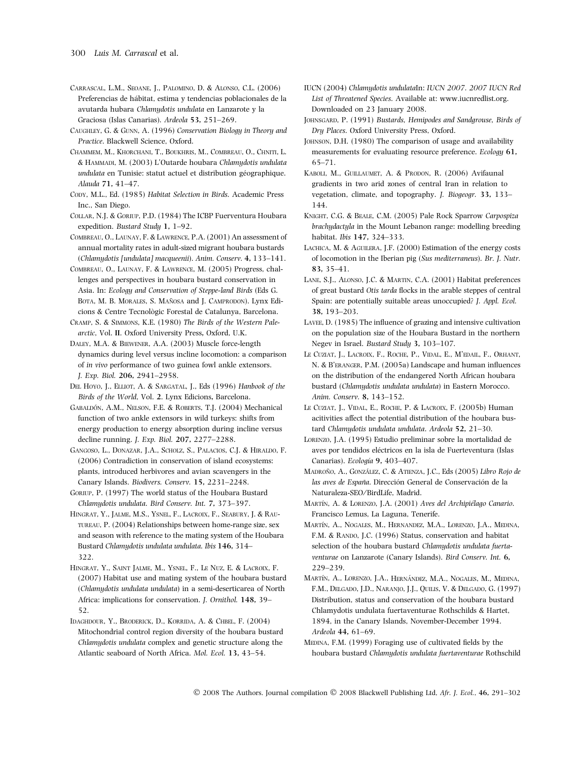Carrascal, L.M., Seoane, J., Palomino, D. & Alonso, C.L. (2006) Preferencias de hábitat, estima y tendencias poblacionales de la avutarda hubara *Chlamydotis undulata* en Lanzarote y la Graciosa (Islas Canarias). *Ardeola* **53,** 251–269.

Caughley, G. & Gunn, A. (1996) *Conservation Biology in Theory and Practice*. Blackwell Science, Oxford.

Chammem, M., Khorchani, T., Boukhris, M., Combreau, O., Chniti, L. & Hammadi, M. (2003) L'Outarde houbara *Chlamydotis undulata undulata* en Tunisie: statut actuel et distribution géographique. *Alauda* **71,** 41–47.

Cody, M.L., Ed. (1985) *Habitat Selection in Birds*. Academic Press Inc., San Diego.

Collar, N.J. & Goriup, P.D. (1984) The ICBP Fuerventura Houbara expedition. *Bustard Study* **1,** 1–92.

Combreau, O., Launay, F. & Lawrence, P.A. (2001) An assessment of annual mortality rates in adult-sized migrant houbara bustards (*Chlamydotis [undulata] macqueenii*). *Anim. Conserv.* **4,** 133–141.

Combreau, O., Launay, F. & Lawrence, M. (2005) Progress, challenges and perspectives in houbara bustard conservation in Asia. In: *Ecology and Conservation of Steppe-land Birds* (Eds G. Bota, M. B. Morales, S. Mañosa and J. Camprodon). Lynx Edicions & Centre Tecnològic Forestal de Catalunya, Barcelona.

Cramp, S. & Simmons, K.E. (1980) *The Birds of the Western Palearctic*, Vol. **II**. Oxford University Press, Oxford, U.K.

Daley, M.A. & Biewener, A.A. (2003) Muscle force-length dynamics during level versus incline locomotion: a comparison of *in vivo* performance of two guinea fowl ankle extensors. *J. Exp. Biol.* **206,** 2941–2958.

Del Hoyo, J., Elliot, A. & Sargatal, J., Eds (1996) *Hanbook of the Birds of the World*, Vol. **2**. Lynx Edicions, Barcelona.

Gabaldón, A.M., Nelson, F.E. & Roberts, T.J. (2004) Mechanical function of two ankle extensors in wild turkeys: shifts from energy production to energy absorption during incline versus decline running. *J. Exp. Biol.* **207,** 2277–2288.

Gangoso, L., Donazar, J.A., Scholz, S., Palacios, C.J. & Hiraldo, F. (2006) Contradiction in conservation of island ecosystems: plants, introduced herbivores and avian scavengers in the Canary Islands. *Biodivers. Conserv.* **15,** 2231–2248.

Goriup, P. (1997) The world status of the Houbara Bustard *Chlamydotis undulata*. *Bird Conserv. Int.* **7,** 373–397.

Hingrat, Y., Jalme, M.S., Ysnel, F., Lacroix, F., Seabury, J. & Rautureau, P. (2004) Relationships between home-range size, sex and season with reference to the mating system of the Houbara Bustard *Chlamydotis undulata undulata*. *Ibis* **146,** 314–322.

Hingrat, Y., Saint Jalme, M., Ysnel, F., Le Nuz, E. & Lacroix, F. (2007) Habitat use and mating system of the houbara bustard (*Chlamydotis undulata undulata*) in a semi-desertic area of North Africa: implications for conservation. *J. Ornithol.* **148,** 39–52.

Idaghdour, Y., Broderick, D., Korrida, A. & Chbel, F. (2004) Mitochondrial control region diversity of the houbara bustard *Chlamydotis undulata* complex and genetic structure along the Atlantic seaboard of North Africa. *Mol. Ecol.* **13,** 43–54.

IUCN (2004) *Chlamydotis undulata*In: *IUCN 2007. 2007 IUCN Red List of Threatened Species*. Available at: www.iucnredlist.org. Downloaded on 23 January 2008.

Johnsgard, P. (1991) *Bustards, Hemipodes and Sandgrouse, Birds of Dry Places*. Oxford University Press, Oxford.

Johnson, D.H. (1980) The comparison of usage and availability measurements for evaluating resource preference. *Ecology* **61,** 65–71.

Kaboli, M., Guillaumet, A. & Prodon, R. (2006) Avifaunal gradients in two arid zones of central Iran in relation to vegetation, climate, and topography. *J. Biogeogr.* **33,** 133–144.

Knight, C.G. & Beale, C.M. (2005) Pale Rock Sparrow *Carpospiza brachydactyla* in the Mount Lebanon range: modelling breeding habitat. *Ibis* **147,** 324–333.

Lachica, M. & Aguilera, J.F. (2000) Estimation of the energy costs of locomotion in the Iberian pig (*Sus mediterraneus*). *Br. J. Nutr.* **83,** 35–41.

Lane, S.J., Alonso, J.C. & Martin, C.A. (2001) Habitat preferences of great bustard *Otis tarda* flocks in the arable steppes of central Spain: are potentially suitable areas unoccupied? *J. Appl. Ecol.* **38,** 193–203.

Lavee, D. (1985) The influence of grazing and intensive cultivation on the population size of the Houbara Bustard in the northern Negev in Israel. *Bustard Study* **3,** 103–107.

Le Cuziat, J., Lacroix, F., Roche, P., Vidal, E., M'edail, F., Orhant, N. & B'eranger, P.M. (2005a) Landscape and human influences on the distribution of the endangered North African houbara bustard (*Chlamydotis undulata undulata*) in Eastern Morocco. *Anim. Conserv.* **8,** 143–152.

Le Cuziat, J., Vidal, E., Roche, P. & Lacroix, F. (2005b) Human acitivities affect the potential distribution of the houbara bustard *Chlamydotis undulata undulata*. *Ardeola* **52,** 21–30.

Lorenzo, J.A. (1995) Estudio preliminar sobre la mortalidad de aves por tendidos eléctricos en la isla de Fuerteventura (Islas Canarias). *Ecología* **9,** 403–407.

Madroño, A., González, C. & Atienza, J.C., Eds (2005) *Libro Rojo de las aves de España*. Dirección General de Conservación de la Naturaleza-SEO/BirdLife, Madrid.

Martín, A. & Lorenzo, J.A. (2001) *Aves del Archipiélago Canario*. Francisco Lemus, La Laguna, Tenerife.

Martín, A., Nogales, M., Hernandez, M.A., Lorenzo, J.A., Medina, F.M. & Rando, J.C. (1996) Status, conservation and habitat selection of the houbara bustard *Chlamydotis undulata fuertaventurae* on Lanzarote (Canary Islands). *Bird Conserv. Int.* **6,** 229–239.

Martín, A., Lorenzo, J.A., Hernández, M.A., Nogales, M., Medina, F.M., Delgado, J.D., Naranjo, J.J., Quilis, V. & Delgado, G. (1997) Distribution, status and conservation of the houbara bustard Chlamydotis undulata fuertaventurae Rothschilds & Hartet, 1894, in the Canary Islands, November-December 1994. *Ardeola* **44,** 61–69.

Medina, F.M. (1999) Foraging use of cultivated fields by the houbara bustard *Chlamydotis undulata fuertaventurae* Rothschild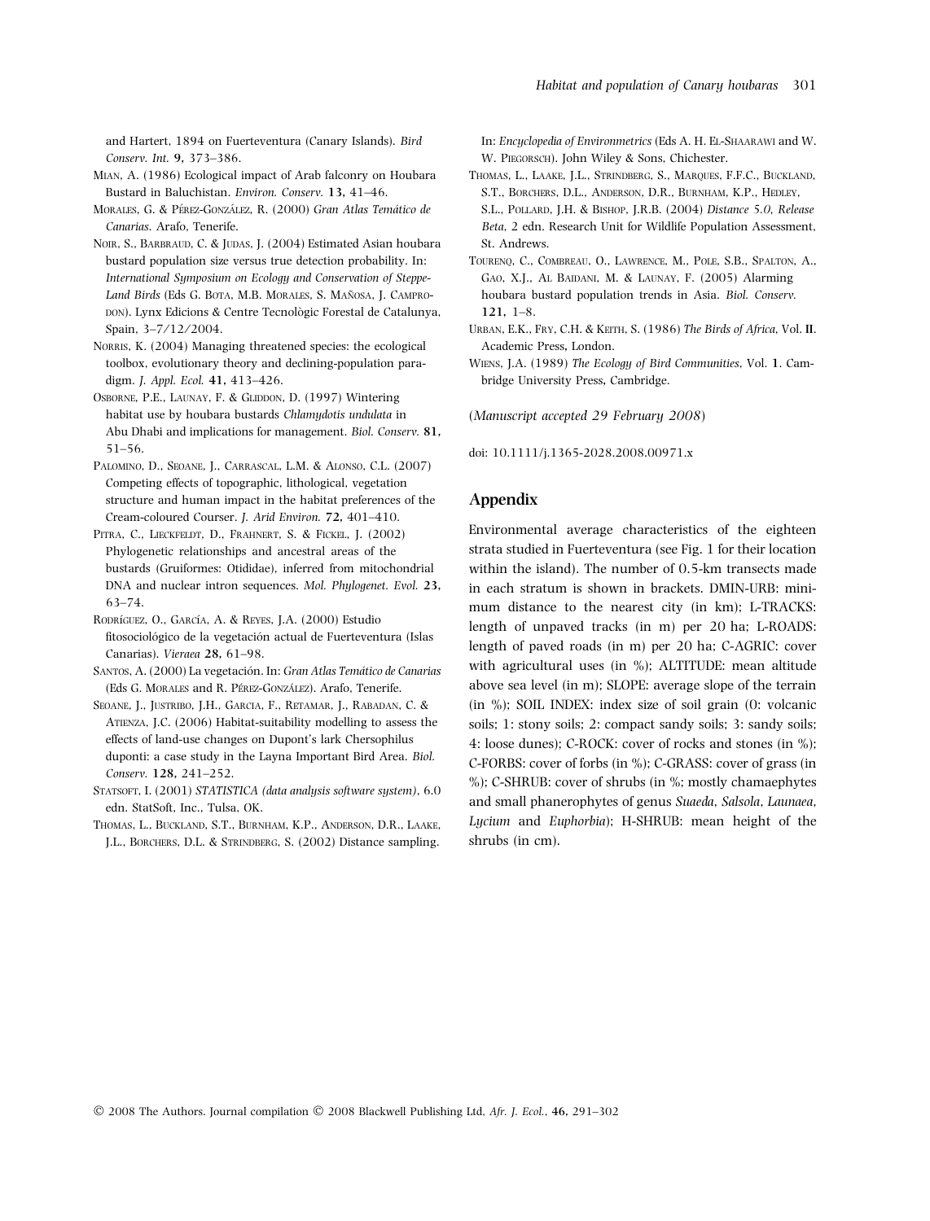and Hartert, 1894 on Fuerteventura (Canary Islands). *Bird Conserv. Int.* **9,** 373–386.

Mian, A. (1986) Ecological impact of Arab falconry on Houbara Bustard in Baluchistan. *Environ. Conserv.* **13,** 41–46.

Morales, G. & Pérez-González, R. (2000) *Gran Atlas Temático de Canarias*. Arafo, Tenerife.

Noir, S., Barbraud, C. & Judas, J. (2004) Estimated Asian houbara bustard population size versus true detection probability. In: *International Symposium on Ecology and Conservation of Steppe-Land Birds* (Eds G. Bota, M.B. Morales, S. Mañosa, J. Camprodon). Lynx Edicions & Centre Tecnològic Forestal de Catalunya, Spain, 3–7/12/2004.

Norris, K. (2004) Managing threatened species: the ecological toolbox, evolutionary theory and declining-population paradigm. *J. Appl. Ecol.* **41,** 413–426.

Osborne, P.E., Launay, F. & Gliddon, D. (1997) Wintering habitat use by houbara bustards *Chlamydotis undulata* in Abu Dhabi and implications for management. *Biol. Conserv.* **81,** 51–56.

Palomino, D., Seoane, J., Carrascal, L.M. & Alonso, C.L. (2007) Competing effects of topographic, lithological, vegetation structure and human impact in the habitat preferences of the Cream-coloured Courser. *J. Arid Environ.* **72,** 401–410.

Pitra, C., Lieckfeldt, D., Frahnert, S. & Fickel, J. (2002) Phylogenetic relationships and ancestral areas of the bustards (Gruiformes: Otididae), inferred from mitochondrial DNA and nuclear intron sequences. *Mol. Phylogenet. Evol.* **23,** 63–74.

Rodríguez, O., García, A. & Reyes, J.A. (2000) Estudio fitosociológico de la vegetación actual de Fuerteventura (Islas Canarias). *Vieraea* **28,** 61–98.

Santos, A. (2000) La vegetación. In: *Gran Atlas Temático de Canarias* (Eds G. Morales and R. Pérez-González). Arafo, Tenerife.

Seoane, J., Justribo, J.H., Garcia, F., Retamar, J., Rabadan, C. & Atienza, J.C. (2006) Habitat-suitability modelling to assess the effects of land-use changes on Dupont's lark Chersophilus duponti: a case study in the Layna Important Bird Area. *Biol. Conserv.* **128,** 241–252.

Statsoft, I. (2001) *STATISTICA (data analysis software system)*, 6.0 edn. StatSoft, Inc., Tulsa, OK.

Thomas, L., Buckland, S.T., Burnham, K.P., Anderson, D.R., Laake, J.L., Borchers, D.L. & Strindberg, S. (2002) Distance sampling. In: *Encyclopedia of Environmetrics* (Eds A. H. El-Shaarawi and W. W. Piegorsch). John Wiley & Sons, Chichester.

Thomas, L., Laake, J.L., Strindberg, S., Marques, F.F.C., Buckland, S.T., Borchers, D.L., Anderson, D.R., Burnham, K.P., Hedley, S.L., Pollard, J.H. & Bishop, J.R.B. (2004) *Distance 5.0, Release Beta*, 2 edn. Research Unit for Wildlife Population Assessment, St. Andrews.

Tourenq, C., Combreau, O., Lawrence, M., Pole, S.B., Spalton, A., Gao, X.J., Al Baidani, M. & Launay, F. (2005) Alarming houbara bustard population trends in Asia. *Biol. Conserv.* **121,** 1–8.

Urban, E.K., Fry, C.H. & Keith, S. (1986) *The Birds of Africa*, Vol. **II**. Academic Press, London.

Wiens, J.A. (1989) *The Ecology of Bird Communities*, Vol. **1**. Cambridge University Press, Cambridge.

(*Manuscript accepted 29 February 2008*)

doi: 10.1111/j.1365-2028.2008.00971.x

## Appendix

Environmental average characteristics of the eighteen strata studied in Fuerteventura (see Fig. 1 for their location within the island). The number of 0.5-km transects made in each stratum is shown in brackets. DMIN-URB: minimum distance to the nearest city (in km); L-TRACKS: length of unpaved tracks (in m) per 20 ha; L-ROADS: length of paved roads (in m) per 20 ha; C-AGRIC: cover with agricultural uses (in %); ALTITUDE: mean altitude above sea level (in m); SLOPE: average slope of the terrain (in %); SOIL INDEX: index size of soil grain (0: volcanic soils; 1: stony soils; 2: compact sandy soils; 3: sandy soils; 4: loose dunes); C-ROCK: cover of rocks and stones (in %); C-FORBS: cover of forbs (in %); C-GRASS: cover of grass (in %); C-SHRUB: cover of shrubs (in %; mostly chamaephytes and small phanerophytes of genus *Suaeda*, *Salsola*, *Launaea*, *Lycium* and *Euphorbia*); H-SHRUB: mean height of the shrubs (in cm).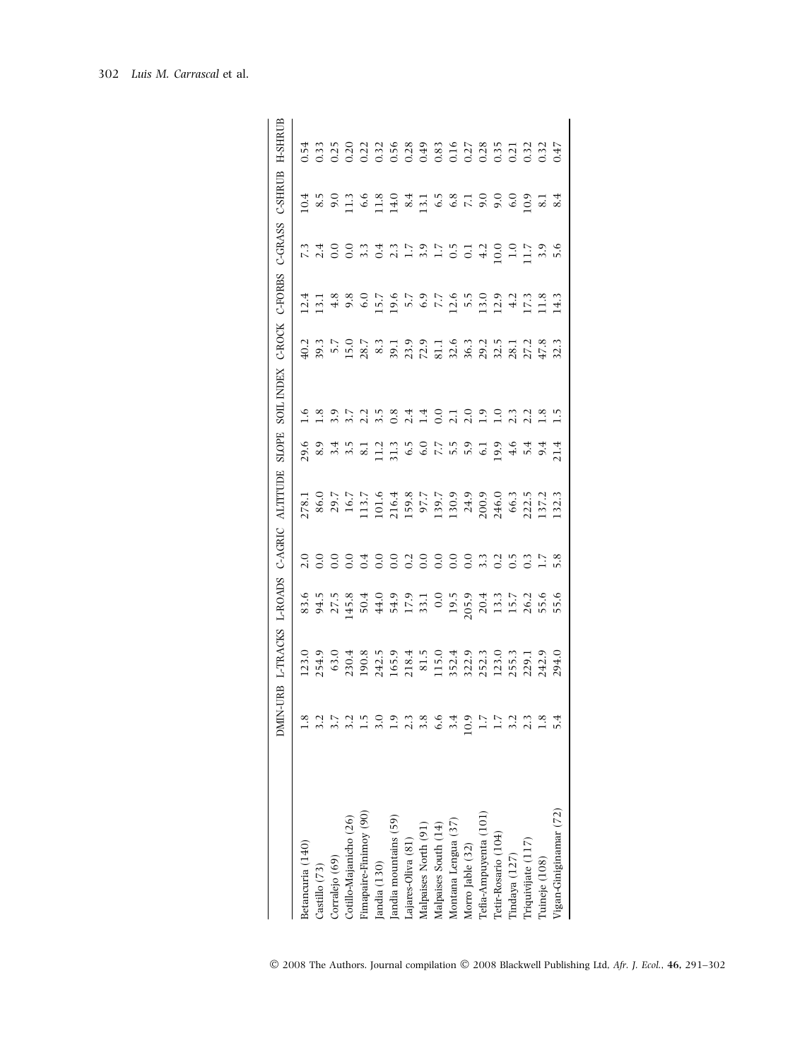| | DMIN-URB | L-TRACKS | L-ROADS | C-AGRIC | ALTITUDE | SLOPE | SOIL INDEX | C-ROCK | C-FORBS | C-GRASS | C-SHRUB | H-SHRUB |
|---|---|---|---|---|---|---|---|---|---|---|---|---|
| Betancuria (140) | 1.8 | 123.0 | 83.6 | 2.0 | 278.1 | 29.6 | 1.6 | 40.2 | 12.4 | 7.3 | 10.4 | 0.54 |
| Castillo (73) | 3.2 | 254.9 | 94.5 | 0.0 | 86.0 | 8.9 | 1.8 | 39.3 | 13.1 | 2.4 | 8.5 | 0.33 |
| Corralejo (69) | 3.7 | 63.0 | 27.5 | 0.0 | 29.7 | 3.4 | 3.9 | 5.7 | 4.8 | 0.0 | 9.0 | 0.25 |
| Cotillo-Majanicho (26) | 3.2 | 230.4 | 145.8 | 0.0 | 16.7 | 3.5 | 3.7 | 15.0 | 9.8 | 0.0 | 11.3 | 0.20 |
| Fimapaire-Finimoy (90) | 1.5 | 190.8 | 50.4 | 0.4 | 113.7 | 8.1 | 2.2 | 28.7 | 6.0 | 3.3 | 6.6 | 0.22 |
| Jandia (130) | 3.0 | 242.5 | 44.0 | 0.0 | 101.6 | 11.2 | 3.5 | 8.3 | 15.7 | 0.4 | 11.8 | 0.32 |
| Jandia mountains (59) | 1.9 | 165.9 | 54.9 | 0.0 | 216.4 | 31.3 | 0.8 | 39.1 | 19.6 | 2.3 | 14.0 | 0.56 |
| Lajares-Oliva (81) | 2.3 | 218.4 | 17.9 | 0.2 | 159.8 | 6.5 | 2.4 | 23.9 | 5.7 | 1.7 | 8.4 | 0.28 |
| Malpaises North (91) | 3.8 | 81.5 | 33.1 | 0.0 | 97.7 | 6.0 | 1.4 | 72.9 | 6.9 | 3.9 | 13.1 | 0.49 |
| Malpaises South (14) | 6.6 | 115.0 | 0.0 | 0.0 | 139.7 | 7.7 | 0.0 | 81.1 | 7.7 | 1.7 | 6.5 | 0.83 |
| Montana Lengua (37) | 3.4 | 352.4 | 19.5 | 0.0 | 130.9 | 5.5 | 2.1 | 32.6 | 12.6 | 0.5 | 6.8 | 0.16 |
| Morro Jable (32) | 10.9 | 322.9 | 205.9 | 0.0 | 24.9 | 5.9 | 2.0 | 36.3 | 5.5 | 0.1 | 7.1 | 0.27 |
| Tefia-Ampuyenta (101) | 1.7 | 252.3 | 20.4 | 3.3 | 200.9 | 6.1 | 1.9 | 29.2 | 13.0 | 4.2 | 9.0 | 0.28 |
| Tetir-Rosario (104) | 1.7 | 123.0 | 13.3 | 0.2 | 246.0 | 19.9 | 1.0 | 32.5 | 12.9 | 10.0 | 9.0 | 0.35 |
| Tindaya (127) | 3.2 | 255.3 | 15.7 | 0.5 | 66.3 | 4.6 | 2.3 | 28.1 | 4.2 | 1.0 | 6.0 | 0.21 |
| Triquivijate (117) | 2.3 | 229.1 | 26.2 | 0.3 | 222.5 | 5.4 | 2.2 | 27.2 | 17.3 | 11.7 | 10.9 | 0.32 |
| Tuineje (108) | 1.8 | 242.9 | 55.6 | 1.7 | 137.2 | 9.4 | 1.8 | 47.8 | 11.8 | 3.9 | 8.1 | 0.32 |
| Vigan-Giniginamar (72) | 5.4 | 294.0 | 55.6 | 5.8 | 132.3 | 21.4 | 1.5 | 32.3 | 14.3 | 5.6 | 8.4 | 0.47 |